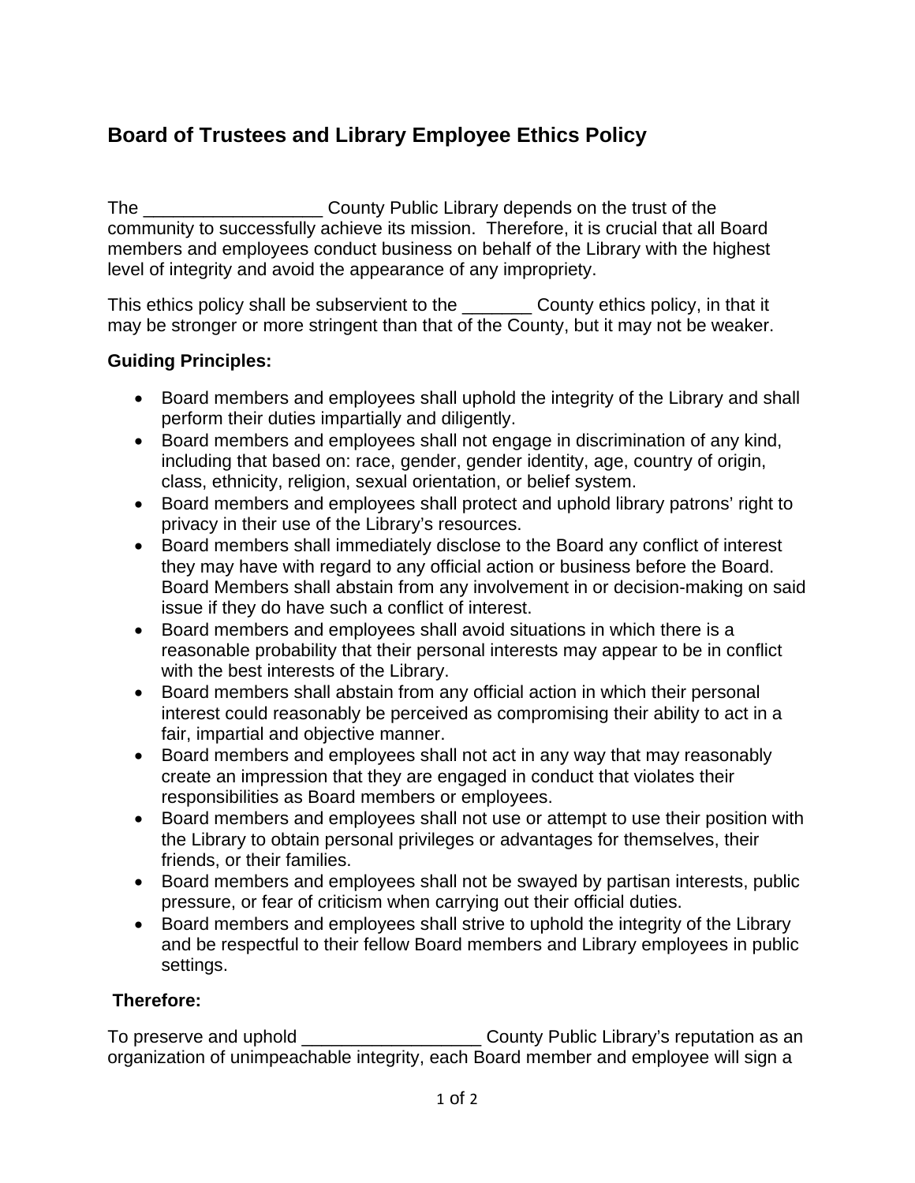# Board of Trustees and Library Employee Ethics Policy

The __________________ County Public Library depends on the trust of the community to successfully achieve its mission. Therefore, it is crucial that all Board members and employees conduct business on behalf of the Library with the highest level of integrity and avoid the appearance of any impropriety.

This ethics policy shall be subservient to the _______ County ethics policy, in that it may be stronger or more stringent than that of the County, but it may not be weaker.

**Guiding Principles:**

- Board members and employees shall uphold the integrity of the Library and shall perform their duties impartially and diligently.
- Board members and employees shall not engage in discrimination of any kind, including that based on: race, gender, gender identity, age, country of origin, class, ethnicity, religion, sexual orientation, or belief system.
- Board members and employees shall protect and uphold library patrons' right to privacy in their use of the Library's resources.
- Board members shall immediately disclose to the Board any conflict of interest they may have with regard to any official action or business before the Board. Board Members shall abstain from any involvement in or decision-making on said issue if they do have such a conflict of interest.
- Board members and employees shall avoid situations in which there is a reasonable probability that their personal interests may appear to be in conflict with the best interests of the Library.
- Board members shall abstain from any official action in which their personal interest could reasonably be perceived as compromising their ability to act in a fair, impartial and objective manner.
- Board members and employees shall not act in any way that may reasonably create an impression that they are engaged in conduct that violates their responsibilities as Board members or employees.
- Board members and employees shall not use or attempt to use their position with the Library to obtain personal privileges or advantages for themselves, their friends, or their families.
- Board members and employees shall not be swayed by partisan interests, public pressure, or fear of criticism when carrying out their official duties.
- Board members and employees shall strive to uphold the integrity of the Library and be respectful to their fellow Board members and Library employees in public settings.

**Therefore:**

To preserve and uphold __________________ County Public Library's reputation as an organization of unimpeachable integrity, each Board member and employee will sign a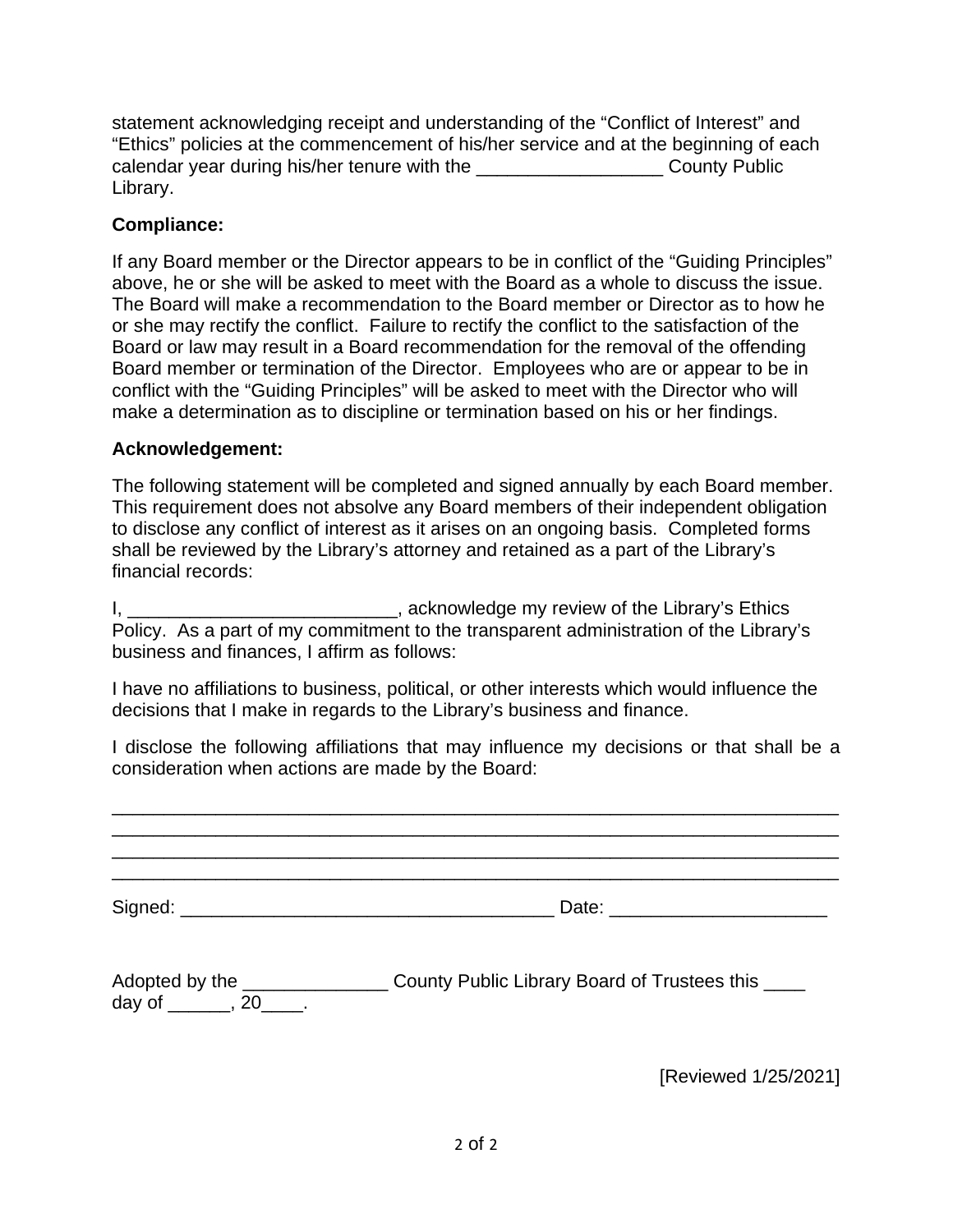statement acknowledging receipt and understanding of the "Conflict of Interest" and "Ethics" policies at the commencement of his/her service and at the beginning of each calendar year during his/her tenure with the __________________ County Public Library.

**Compliance:**

If any Board member or the Director appears to be in conflict of the "Guiding Principles" above, he or she will be asked to meet with the Board as a whole to discuss the issue. The Board will make a recommendation to the Board member or Director as to how he or she may rectify the conflict. Failure to rectify the conflict to the satisfaction of the Board or law may result in a Board recommendation for the removal of the offending Board member or termination of the Director. Employees who are or appear to be in conflict with the "Guiding Principles" will be asked to meet with the Director who will make a determination as to discipline or termination based on his or her findings.

**Acknowledgement:**

The following statement will be completed and signed annually by each Board member. This requirement does not absolve any Board members of their independent obligation to disclose any conflict of interest as it arises on an ongoing basis. Completed forms shall be reviewed by the Library's attorney and retained as a part of the Library's financial records:

I, __________________________, acknowledge my review of the Library's Ethics Policy. As a part of my commitment to the transparent administration of the Library's business and finances, I affirm as follows:

I have no affiliations to business, political, or other interests which would influence the decisions that I make in regards to the Library's business and finance.

I disclose the following affiliations that may influence my decisions or that shall be a consideration when actions are made by the Board:

_________________________________________________________________________
_________________________________________________________________________
_________________________________________________________________________
_________________________________________________________________________

Signed: ____________________________________ Date: ____________________

Adopted by the ______________ County Public Library Board of Trustees this ____ day of ______, 20____.

[Reviewed 1/25/2021]